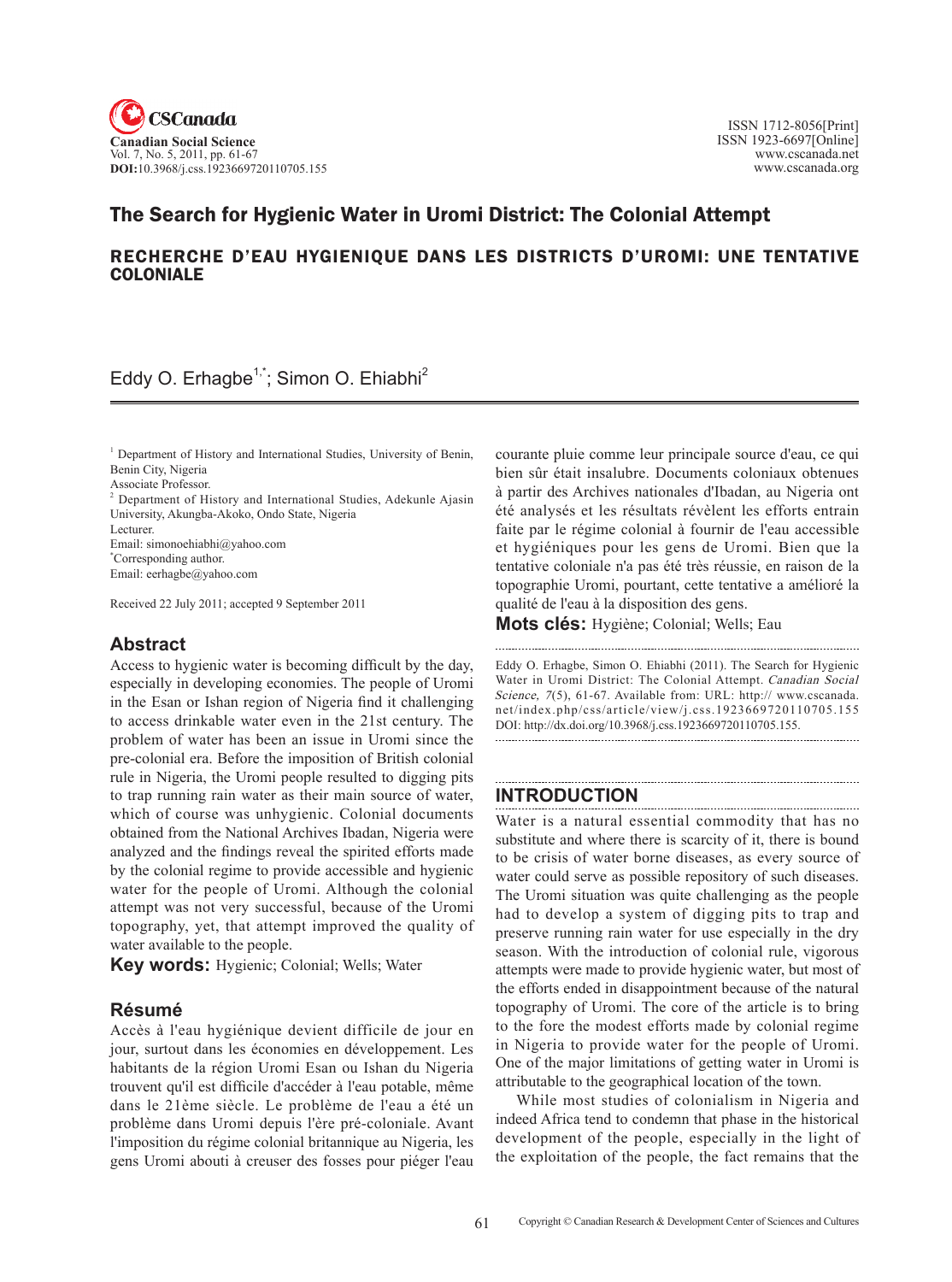# The Search for Hygienic Water in Uromi District: The Colonial Attempt

## RECHERCHE D'EAU HYGIENIQUE DANS LES DISTRICTS D'UROMI: UNE TENTATIVE COLONIALE

Eddy O. Erhagbe[1,*]; Simon O. Ehiabhi[2]

[1] Department of History and International Studies, University of Benin, Benin City, Nigeria
Associate Professor.
[2] Department of History and International Studies, Adekunle Ajasin University, Akungba-Akoko, Ondo State, Nigeria
Lecturer.
Email: simonoehiabhi@yahoo.com
[*]Corresponding author.
Email: eerhagbe@yahoo.com

Received 22 July 2011; accepted 9 September 2011

## Abstract

Access to hygienic water is becoming difficult by the day, especially in developing economies. The people of Uromi in the Esan or Ishan region of Nigeria find it challenging to access drinkable water even in the 21st century. The problem of water has been an issue in Uromi since the pre-colonial era. Before the imposition of British colonial rule in Nigeria, the Uromi people resulted to digging pits to trap running rain water as their main source of water, which of course was unhygienic. Colonial documents obtained from the National Archives Ibadan, Nigeria were analyzed and the findings reveal the spirited efforts made by the colonial regime to provide accessible and hygienic water for the people of Uromi. Although the colonial attempt was not very successful, because of the Uromi topography, yet, that attempt improved the quality of water available to the people.

**Key words:** Hygienic; Colonial; Wells; Water

## Résumé

Accès à l'eau hygiénique devient difficile de jour en jour, surtout dans les économies en développement. Les habitants de la région Uromi Esan ou Ishan du Nigeria trouvent qu'il est difficile d'accéder à l'eau potable, même dans le 21ème siècle. Le problème de l'eau a été un problème dans Uromi depuis l'ère pré-coloniale. Avant l'imposition du régime colonial britannique au Nigeria, les gens Uromi abouti à creuser des fosses pour piéger l'eau courante pluie comme leur principale source d'eau, ce qui bien sûr était insalubre. Documents coloniaux obtenues à partir des Archives nationales d'Ibadan, au Nigeria ont été analysés et les résultats révèlent les efforts entrain faite par le régime colonial à fournir de l'eau accessible et hygiéniques pour les gens de Uromi. Bien que la tentative coloniale n'a pas été très réussie, en raison de la topographie Uromi, pourtant, cette tentative a amélioré la qualité de l'eau à la disposition des gens.

**Mots clés:** Hygiène; Colonial; Wells; Eau

Eddy O. Erhagbe, Simon O. Ehiabhi (2011). The Search for Hygienic Water in Uromi District: The Colonial Attempt. *Canadian Social Science, 7*(5), 61-67. Available from: URL: http:// www.cscanada.net/index.php/css/article/view/j.css.1923669720110705.155 DOI: http://dx.doi.org/10.3968/j.css.1923669720110705.155.

## INTRODUCTION

Water is a natural essential commodity that has no substitute and where there is scarcity of it, there is bound to be crisis of water borne diseases, as every source of water could serve as possible repository of such diseases. The Uromi situation was quite challenging as the people had to develop a system of digging pits to trap and preserve running rain water for use especially in the dry season. With the introduction of colonial rule, vigorous attempts were made to provide hygienic water, but most of the efforts ended in disappointment because of the natural topography of Uromi. The core of the article is to bring to the fore the modest efforts made by colonial regime in Nigeria to provide water for the people of Uromi. One of the major limitations of getting water in Uromi is attributable to the geographical location of the town.

While most studies of colonialism in Nigeria and indeed Africa tend to condemn that phase in the historical development of the people, especially in the light of the exploitation of the people, the fact remains that the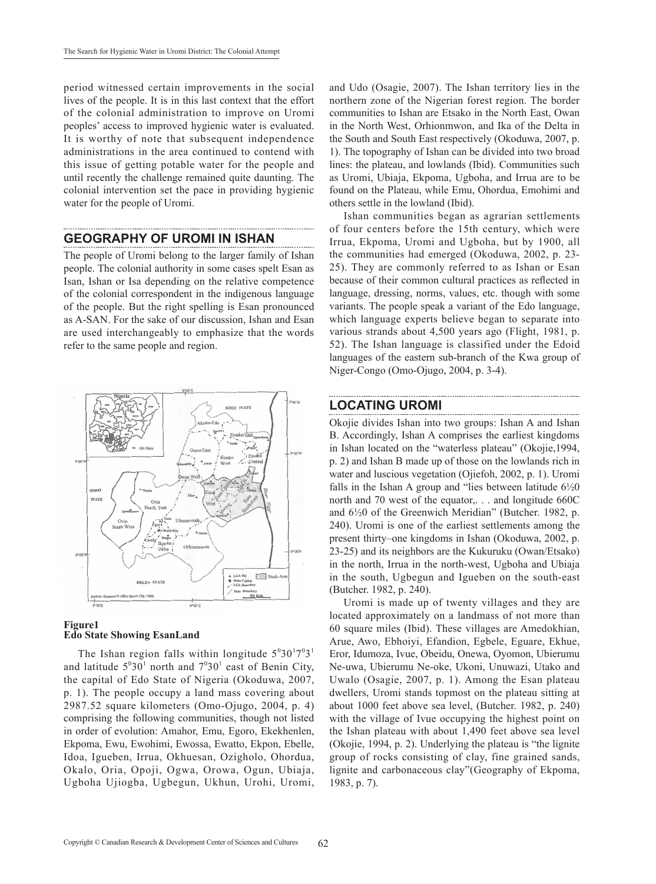period witnessed certain improvements in the social lives of the people. It is in this last context that the effort of the colonial administration to improve on Uromi peoples' access to improved hygienic water is evaluated. It is worthy of note that subsequent independence administrations in the area continued to contend with this issue of getting potable water for the people and until recently the challenge remained quite daunting. The colonial intervention set the pace in providing hygienic water for the people of Uromi.

## GEOGRAPHY OF UROMI IN ISHAN

The people of Uromi belong to the larger family of Ishan people. The colonial authority in some cases spelt Esan as Isan, Ishan or Isa depending on the relative competence of the colonial correspondent in the indigenous language of the people. But the right spelling is Esan pronounced as A-SAN. For the sake of our discussion, Ishan and Esan are used interchangeably to emphasize that the words refer to the same people and region.

**Figure1**
**Edo State Showing EsanLand**

The Ishan region falls within longitude $5^0 30^1 7^0 3^1$ and latitude $5^0 30^1$ north and $7^0 30^1$ east of Benin City, the capital of Edo State of Nigeria (Okoduwa, 2007, p. 1). The people occupy a land mass covering about 2987.52 square kilometers (Omo-Ojugo, 2004, p. 4) comprising the following communities, though not listed in order of evolution: Amahor, Emu, Egoro, Ekekhenlen, Ekpoma, Ewu, Ewohimi, Ewossa, Ewatto, Ekpon, Ebelle, Idoa, Igueben, Irrua, Okhuesan, Ozigholo, Ohordua, Okalo, Oria, Opoji, Ogwa, Orowa, Ogun, Ubiaja, Ugboha Ujiogba, Ugbegun, Ukhun, Urohi, Uromi, and Udo (Osagie, 2007). The Ishan territory lies in the northern zone of the Nigerian forest region. The border communities to Ishan are Etsako in the North East, Owan in the North West, Orhionmwon, and Ika of the Delta in the South and South East respectively (Okoduwa, 2007, p. 1). The topography of Ishan can be divided into two broad lines: the plateau, and lowlands (Ibid). Communities such as Uromi, Ubiaja, Ekpoma, Ugboha, and Irrua are to be found on the Plateau, while Emu, Ohordua, Emohimi and others settle in the lowland (Ibid).

Ishan communities began as agrarian settlements of four centers before the 15th century, which were Irrua, Ekpoma, Uromi and Ugboha, but by 1900, all the communities had emerged (Okoduwa, 2002, p. 23-25). They are commonly referred to as Ishan or Esan because of their common cultural practices as reflected in language, dressing, norms, values, etc. though with some variants. The people speak a variant of the Edo language, which language experts believe began to separate into various strands about 4,500 years ago (Flight, 1981, p. 52). The Ishan language is classified under the Edoid languages of the eastern sub-branch of the Kwa group of Niger-Congo (Omo-Ojugo, 2004, p. 3-4).

## LOCATING UROMI

Okojie divides Ishan into two groups: Ishan A and Ishan B. Accordingly, Ishan A comprises the earliest kingdoms in Ishan located on the "waterless plateau" (Okojie,1994, p. 2) and Ishan B made up of those on the lowlands rich in water and luscious vegetation (Ojiefoh, 2002, p. 1). Uromi falls in the Ishan A group and "lies between latitude 6½0 north and 70 west of the equator,. . . and longitude 660C and 6½0 of the Greenwich Meridian" (Butcher. 1982, p. 240). Uromi is one of the earliest settlements among the present thirty–one kingdoms in Ishan (Okoduwa, 2002, p. 23-25) and its neighbors are the Kukuruku (Owan/Etsako) in the north, Irrua in the north-west, Ugboha and Ubiaja in the south, Ugbegun and Igueben on the south-east (Butcher. 1982, p. 240).

Uromi is made up of twenty villages and they are located approximately on a landmass of not more than 60 square miles (Ibid). These villages are Amedokhian, Arue, Awo, Ebhoiyi, Efandion, Egbele, Eguare, Ekhue, Eror, Idumoza, Ivue, Obeidu, Onewa, Oyomon, Ubierumu Ne-uwa, Ubierumu Ne-oke, Ukoni, Unuwazi, Utako and Uwalo (Osagie, 2007, p. 1). Among the Esan plateau dwellers, Uromi stands topmost on the plateau sitting at about 1000 feet above sea level, (Butcher. 1982, p. 240) with the village of Ivue occupying the highest point on the Ishan plateau with about 1,490 feet above sea level (Okojie, 1994, p. 2). Underlying the plateau is "the lignite group of rocks consisting of clay, fine grained sands, lignite and carbonaceous clay"(Geography of Ekpoma, 1983, p. 7).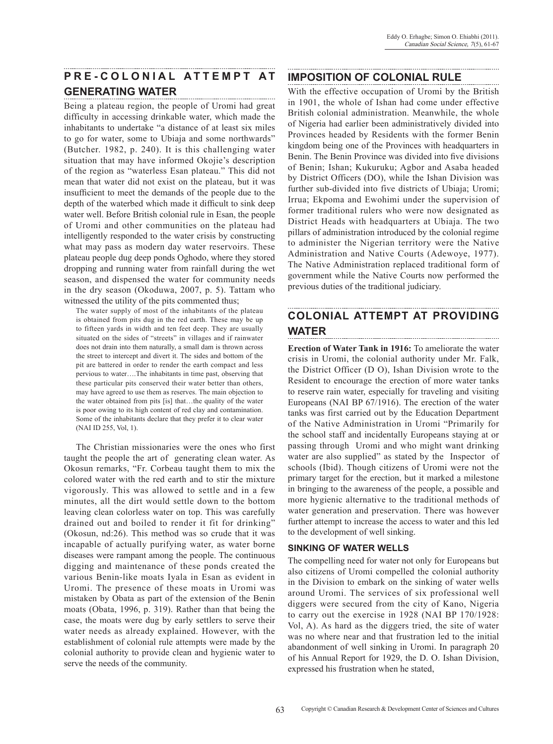## PRE-COLONIAL ATTEMPT AT GENERATING WATER

Being a plateau region, the people of Uromi had great difficulty in accessing drinkable water, which made the inhabitants to undertake "a distance of at least six miles to go for water, some to Ubiaja and some northwards" (Butcher. 1982, p. 240). It is this challenging water situation that may have informed Okojie's description of the region as "waterless Esan plateau." This did not mean that water did not exist on the plateau, but it was insufficient to meet the demands of the people due to the depth of the waterbed which made it difficult to sink deep water well. Before British colonial rule in Esan, the people of Uromi and other communities on the plateau had intelligently responded to the water crisis by constructing what may pass as modern day water reservoirs. These plateau people dug deep ponds Oghodo, where they stored dropping and running water from rainfall during the wet season, and dispensed the water for community needs in the dry season (Okoduwa, 2007, p. 5). Tattam who witnessed the utility of the pits commented thus;

> The water supply of most of the inhabitants of the plateau is obtained from pits dug in the red earth. These may be up to fifteen yards in width and ten feet deep. They are usually situated on the sides of "streets" in villages and if rainwater does not drain into them naturally, a small dam is thrown across the street to intercept and divert it. The sides and bottom of the pit are battered in order to render the earth compact and less pervious to water….The inhabitants in time past, observing that these particular pits conserved their water better than others, may have agreed to use them as reserves. The main objection to the water obtained from pits [is] that…the quality of the water is poor owing to its high content of red clay and contamination. Some of the inhabitants declare that they prefer it to clear water (NAI ID 255, Vol, 1).

The Christian missionaries were the ones who first taught the people the art of generating clean water. As Okosun remarks, "Fr. Corbeau taught them to mix the colored water with the red earth and to stir the mixture vigorously. This was allowed to settle and in a few minutes, all the dirt would settle down to the bottom leaving clean colorless water on top. This was carefully drained out and boiled to render it fit for drinking" (Okosun, nd:26). This method was so crude that it was incapable of actually purifying water, as water borne diseases were rampant among the people. The continuous digging and maintenance of these ponds created the various Benin-like moats Iyala in Esan as evident in Uromi. The presence of these moats in Uromi was mistaken by Obata as part of the extension of the Benin moats (Obata, 1996, p. 319). Rather than that being the case, the moats were dug by early settlers to serve their water needs as already explained. However, with the establishment of colonial rule attempts were made by the colonial authority to provide clean and hygienic water to serve the needs of the community.

## IMPOSITION OF COLONIAL RULE

With the effective occupation of Uromi by the British in 1901, the whole of Ishan had come under effective British colonial administration. Meanwhile, the whole of Nigeria had earlier been administratively divided into Provinces headed by Residents with the former Benin kingdom being one of the Provinces with headquarters in Benin. The Benin Province was divided into five divisions of Benin; Ishan; Kukuruku; Agbor and Asaba headed by District Officers (DO), while the Ishan Division was further sub-divided into five districts of Ubiaja; Uromi; Irrua; Ekpoma and Ewohimi under the supervision of former traditional rulers who were now designated as District Heads with headquarters at Ubiaja. The two pillars of administration introduced by the colonial regime to administer the Nigerian territory were the Native Administration and Native Courts (Adewoye, 1977). The Native Administration replaced traditional form of government while the Native Courts now performed the previous duties of the traditional judiciary.

## COLONIAL ATTEMPT AT PROVIDING WATER

**Erection of Water Tank in 1916:** To ameliorate the water crisis in Uromi, the colonial authority under Mr. Falk, the District Officer (D O), Ishan Division wrote to the Resident to encourage the erection of more water tanks to reserve rain water, especially for traveling and visiting Europeans (NAI BP 67/1916). The erection of the water tanks was first carried out by the Education Department of the Native Administration in Uromi "Primarily for the school staff and incidentally Europeans staying at or passing through Uromi and who might want drinking water are also supplied" as stated by the Inspector of schools (Ibid). Though citizens of Uromi were not the primary target for the erection, but it marked a milestone in bringing to the awareness of the people, a possible and more hygienic alternative to the traditional methods of water generation and preservation. There was however further attempt to increase the access to water and this led to the development of well sinking.

### SINKING OF WATER WELLS

The compelling need for water not only for Europeans but also citizens of Uromi compelled the colonial authority in the Division to embark on the sinking of water wells around Uromi. The services of six professional well diggers were secured from the city of Kano, Nigeria to carry out the exercise in 1928 (NAI BP 170/1928: Vol, A). As hard as the diggers tried, the site of water was no where near and that frustration led to the initial abandonment of well sinking in Uromi. In paragraph 20 of his Annual Report for 1929, the D. O. Ishan Division, expressed his frustration when he stated,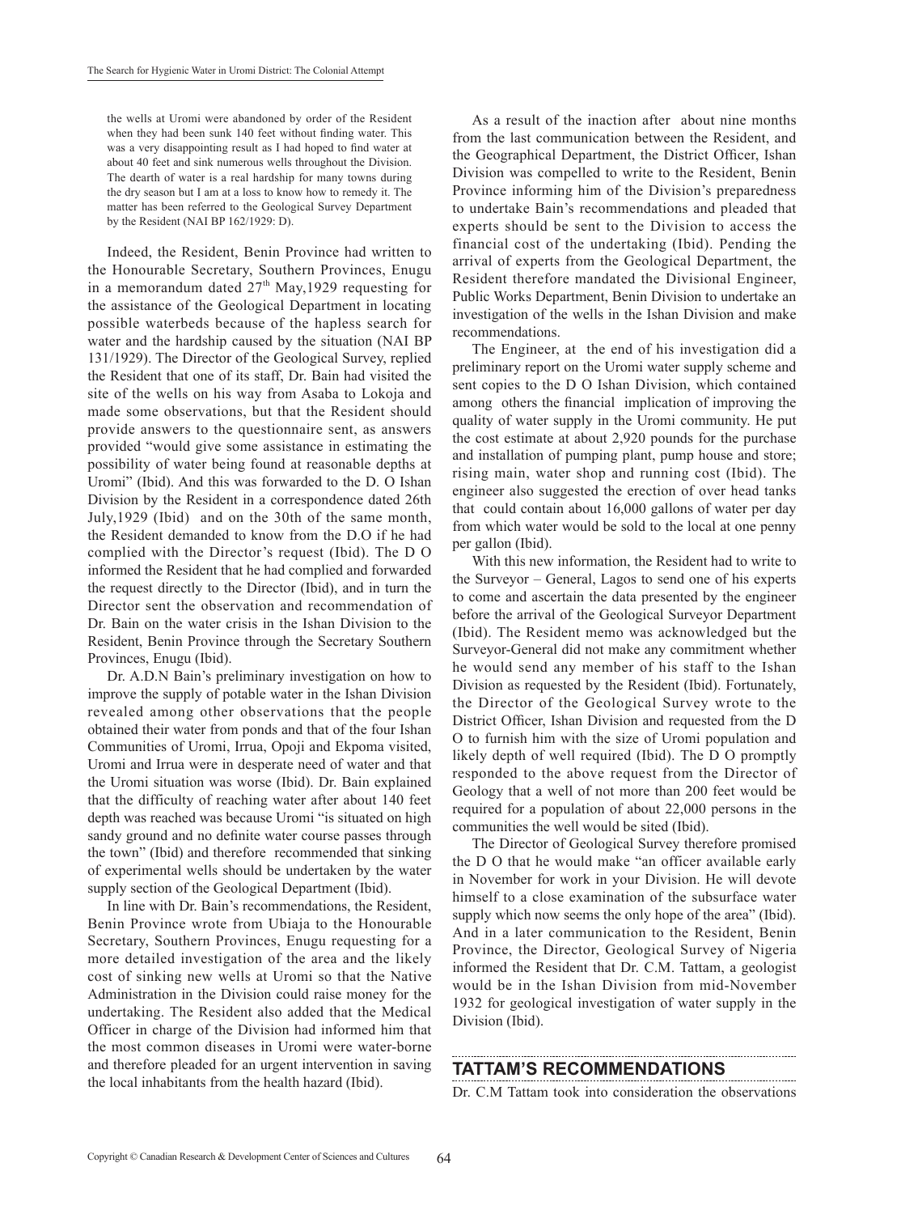> the wells at Uromi were abandoned by order of the Resident when they had been sunk 140 feet without finding water. This was a very disappointing result as I had hoped to find water at about 40 feet and sink numerous wells throughout the Division. The dearth of water is a real hardship for many towns during the dry season but I am at a loss to know how to remedy it. The matter has been referred to the Geological Survey Department by the Resident (NAI BP 162/1929: D).

Indeed, the Resident, Benin Province had written to the Honourable Secretary, Southern Provinces, Enugu in a memorandum dated 27th May,1929 requesting for the assistance of the Geological Department in locating possible waterbeds because of the hapless search for water and the hardship caused by the situation (NAI BP 131/1929). The Director of the Geological Survey, replied the Resident that one of its staff, Dr. Bain had visited the site of the wells on his way from Asaba to Lokoja and made some observations, but that the Resident should provide answers to the questionnaire sent, as answers provided "would give some assistance in estimating the possibility of water being found at reasonable depths at Uromi" (Ibid). And this was forwarded to the D. O Ishan Division by the Resident in a correspondence dated 26th July,1929 (Ibid) and on the 30th of the same month, the Resident demanded to know from the D.O if he had complied with the Director's request (Ibid). The D O informed the Resident that he had complied and forwarded the request directly to the Director (Ibid), and in turn the Director sent the observation and recommendation of Dr. Bain on the water crisis in the Ishan Division to the Resident, Benin Province through the Secretary Southern Provinces, Enugu (Ibid).

Dr. A.D.N Bain's preliminary investigation on how to improve the supply of potable water in the Ishan Division revealed among other observations that the people obtained their water from ponds and that of the four Ishan Communities of Uromi, Irrua, Opoji and Ekpoma visited, Uromi and Irrua were in desperate need of water and that the Uromi situation was worse (Ibid). Dr. Bain explained that the difficulty of reaching water after about 140 feet depth was reached was because Uromi "is situated on high sandy ground and no definite water course passes through the town" (Ibid) and therefore recommended that sinking of experimental wells should be undertaken by the water supply section of the Geological Department (Ibid).

In line with Dr. Bain's recommendations, the Resident, Benin Province wrote from Ubiaja to the Honourable Secretary, Southern Provinces, Enugu requesting for a more detailed investigation of the area and the likely cost of sinking new wells at Uromi so that the Native Administration in the Division could raise money for the undertaking. The Resident also added that the Medical Officer in charge of the Division had informed him that the most common diseases in Uromi were water-borne and therefore pleaded for an urgent intervention in saving the local inhabitants from the health hazard (Ibid).

As a result of the inaction after about nine months from the last communication between the Resident, and the Geographical Department, the District Officer, Ishan Division was compelled to write to the Resident, Benin Province informing him of the Division's preparedness to undertake Bain's recommendations and pleaded that experts should be sent to the Division to access the financial cost of the undertaking (Ibid). Pending the arrival of experts from the Geological Department, the Resident therefore mandated the Divisional Engineer, Public Works Department, Benin Division to undertake an investigation of the wells in the Ishan Division and make recommendations.

The Engineer, at the end of his investigation did a preliminary report on the Uromi water supply scheme and sent copies to the D O Ishan Division, which contained among others the financial implication of improving the quality of water supply in the Uromi community. He put the cost estimate at about 2,920 pounds for the purchase and installation of pumping plant, pump house and store; rising main, water shop and running cost (Ibid). The engineer also suggested the erection of over head tanks that could contain about 16,000 gallons of water per day from which water would be sold to the local at one penny per gallon (Ibid).

With this new information, the Resident had to write to the Surveyor – General, Lagos to send one of his experts to come and ascertain the data presented by the engineer before the arrival of the Geological Surveyor Department (Ibid). The Resident memo was acknowledged but the Surveyor-General did not make any commitment whether he would send any member of his staff to the Ishan Division as requested by the Resident (Ibid). Fortunately, the Director of the Geological Survey wrote to the District Officer, Ishan Division and requested from the D O to furnish him with the size of Uromi population and likely depth of well required (Ibid). The D O promptly responded to the above request from the Director of Geology that a well of not more than 200 feet would be required for a population of about 22,000 persons in the communities the well would be sited (Ibid).

The Director of Geological Survey therefore promised the D O that he would make "an officer available early in November for work in your Division. He will devote himself to a close examination of the subsurface water supply which now seems the only hope of the area" (Ibid). And in a later communication to the Resident, Benin Province, the Director, Geological Survey of Nigeria informed the Resident that Dr. C.M. Tattam, a geologist would be in the Ishan Division from mid-November 1932 for geological investigation of water supply in the Division (Ibid).

## TATTAM'S RECOMMENDATIONS

Dr. C.M Tattam took into consideration the observations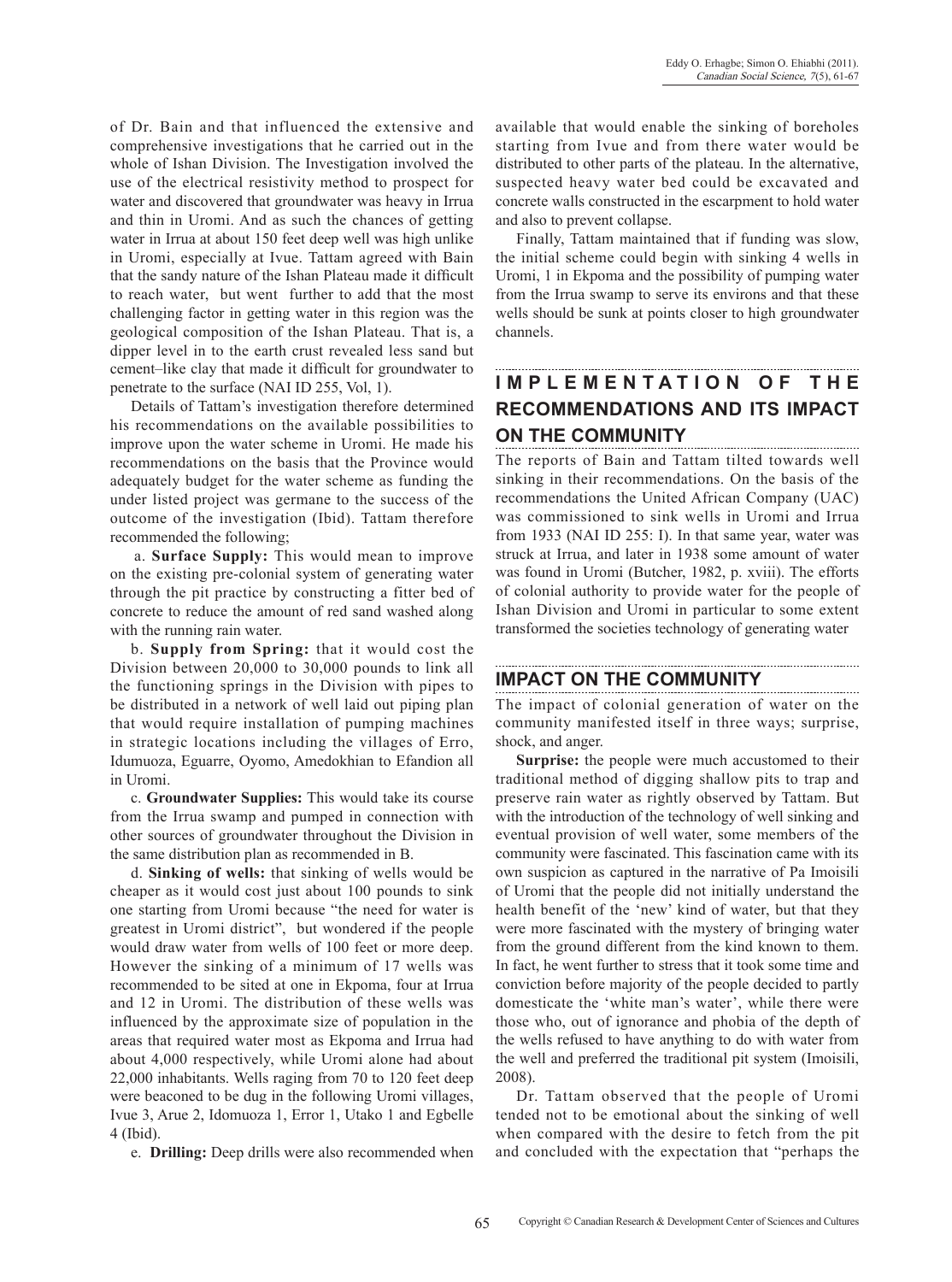of Dr. Bain and that influenced the extensive and comprehensive investigations that he carried out in the whole of Ishan Division. The Investigation involved the use of the electrical resistivity method to prospect for water and discovered that groundwater was heavy in Irrua and thin in Uromi. And as such the chances of getting water in Irrua at about 150 feet deep well was high unlike in Uromi, especially at Ivue. Tattam agreed with Bain that the sandy nature of the Ishan Plateau made it difficult to reach water, but went further to add that the most challenging factor in getting water in this region was the geological composition of the Ishan Plateau. That is, a dipper level in to the earth crust revealed less sand but cement–like clay that made it difficult for groundwater to penetrate to the surface (NAI ID 255, Vol, 1).

Details of Tattam's investigation therefore determined his recommendations on the available possibilities to improve upon the water scheme in Uromi. He made his recommendations on the basis that the Province would adequately budget for the water scheme as funding the under listed project was germane to the success of the outcome of the investigation (Ibid). Tattam therefore recommended the following;

a. **Surface Supply:** This would mean to improve on the existing pre-colonial system of generating water through the pit practice by constructing a fitter bed of concrete to reduce the amount of red sand washed along with the running rain water.

b. **Supply from Spring:** that it would cost the Division between 20,000 to 30,000 pounds to link all the functioning springs in the Division with pipes to be distributed in a network of well laid out piping plan that would require installation of pumping machines in strategic locations including the villages of Erro, Idumuoza, Eguarre, Oyomo, Amedokhian to Efandion all in Uromi.

c. **Groundwater Supplies:** This would take its course from the Irrua swamp and pumped in connection with other sources of groundwater throughout the Division in the same distribution plan as recommended in B.

d. **Sinking of wells:** that sinking of wells would be cheaper as it would cost just about 100 pounds to sink one starting from Uromi because "the need for water is greatest in Uromi district", but wondered if the people would draw water from wells of 100 feet or more deep. However the sinking of a minimum of 17 wells was recommended to be sited at one in Ekpoma, four at Irrua and 12 in Uromi. The distribution of these wells was influenced by the approximate size of population in the areas that required water most as Ekpoma and Irrua had about 4,000 respectively, while Uromi alone had about 22,000 inhabitants. Wells raging from 70 to 120 feet deep were beaconed to be dug in the following Uromi villages, Ivue 3, Arue 2, Idomuoza 1, Error 1, Utako 1 and Egbelle 4 (Ibid).

e. **Drilling:** Deep drills were also recommended when available that would enable the sinking of boreholes starting from Ivue and from there water would be distributed to other parts of the plateau. In the alternative, suspected heavy water bed could be excavated and concrete walls constructed in the escarpment to hold water and also to prevent collapse.

Finally, Tattam maintained that if funding was slow, the initial scheme could begin with sinking 4 wells in Uromi, 1 in Ekpoma and the possibility of pumping water from the Irrua swamp to serve its environs and that these wells should be sunk at points closer to high groundwater channels.

## IMPLEMENTATION OF THE RECOMMENDATIONS AND ITS IMPACT ON THE COMMUNITY

The reports of Bain and Tattam tilted towards well sinking in their recommendations. On the basis of the recommendations the United African Company (UAC) was commissioned to sink wells in Uromi and Irrua from 1933 (NAI ID 255: I). In that same year, water was struck at Irrua, and later in 1938 some amount of water was found in Uromi (Butcher, 1982, p. xviii). The efforts of colonial authority to provide water for the people of Ishan Division and Uromi in particular to some extent transformed the societies technology of generating water

## IMPACT ON THE COMMUNITY

The impact of colonial generation of water on the community manifested itself in three ways; surprise, shock, and anger.

**Surprise:** the people were much accustomed to their traditional method of digging shallow pits to trap and preserve rain water as rightly observed by Tattam. But with the introduction of the technology of well sinking and eventual provision of well water, some members of the community were fascinated. This fascination came with its own suspicion as captured in the narrative of Pa Imoisili of Uromi that the people did not initially understand the health benefit of the 'new' kind of water, but that they were more fascinated with the mystery of bringing water from the ground different from the kind known to them. In fact, he went further to stress that it took some time and conviction before majority of the people decided to partly domesticate the 'white man's water', while there were those who, out of ignorance and phobia of the depth of the wells refused to have anything to do with water from the well and preferred the traditional pit system (Imoisili, 2008).

Dr. Tattam observed that the people of Uromi tended not to be emotional about the sinking of well when compared with the desire to fetch from the pit and concluded with the expectation that "perhaps the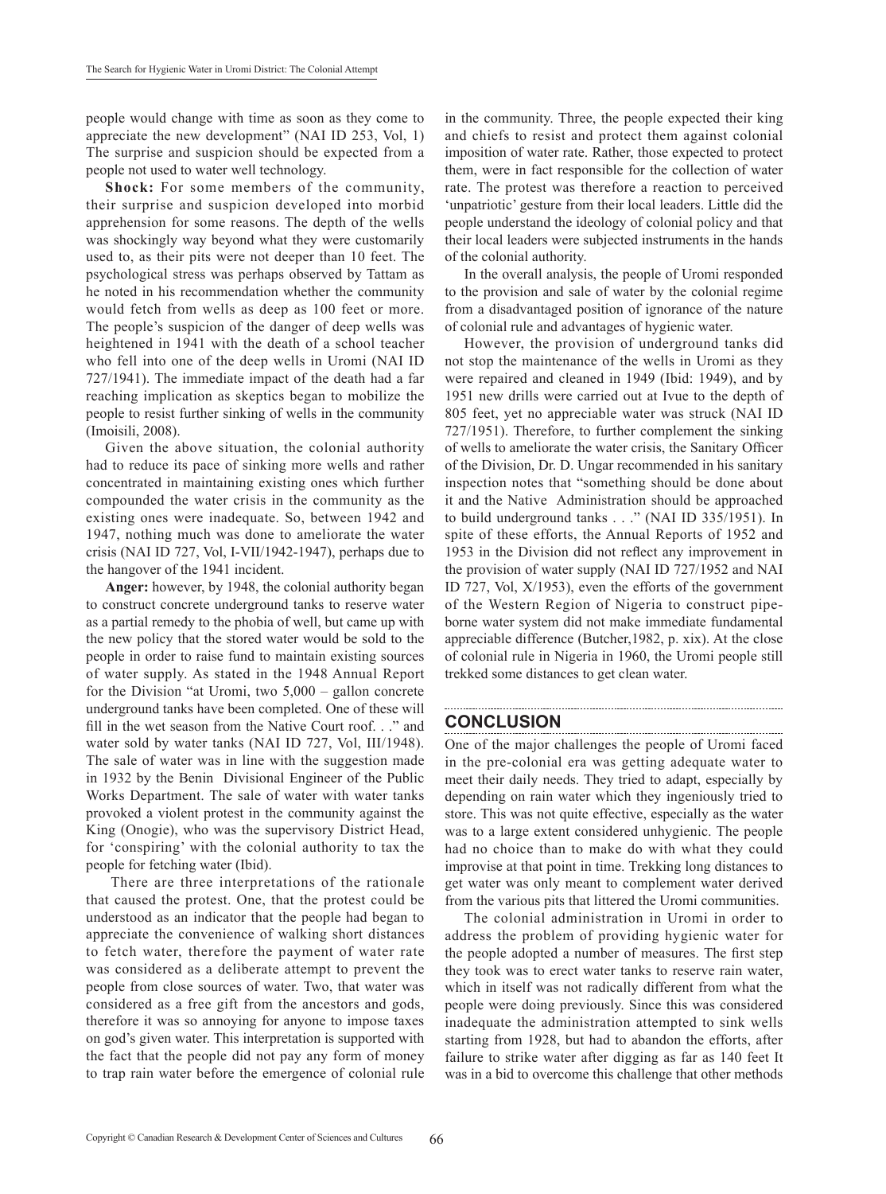people would change with time as soon as they come to appreciate the new development" (NAI ID 253, Vol, 1) The surprise and suspicion should be expected from a people not used to water well technology.

**Shock:** For some members of the community, their surprise and suspicion developed into morbid apprehension for some reasons. The depth of the wells was shockingly way beyond what they were customarily used to, as their pits were not deeper than 10 feet. The psychological stress was perhaps observed by Tattam as he noted in his recommendation whether the community would fetch from wells as deep as 100 feet or more. The people's suspicion of the danger of deep wells was heightened in 1941 with the death of a school teacher who fell into one of the deep wells in Uromi (NAI ID 727/1941). The immediate impact of the death had a far reaching implication as skeptics began to mobilize the people to resist further sinking of wells in the community (Imoisili, 2008).

Given the above situation, the colonial authority had to reduce its pace of sinking more wells and rather concentrated in maintaining existing ones which further compounded the water crisis in the community as the existing ones were inadequate. So, between 1942 and 1947, nothing much was done to ameliorate the water crisis (NAI ID 727, Vol, I-VII/1942-1947), perhaps due to the hangover of the 1941 incident.

**Anger:** however, by 1948, the colonial authority began to construct concrete underground tanks to reserve water as a partial remedy to the phobia of well, but came up with the new policy that the stored water would be sold to the people in order to raise fund to maintain existing sources of water supply. As stated in the 1948 Annual Report for the Division "at Uromi, two 5,000 – gallon concrete underground tanks have been completed. One of these will fill in the wet season from the Native Court roof. . ." and water sold by water tanks (NAI ID 727, Vol, III/1948). The sale of water was in line with the suggestion made in 1932 by the Benin Divisional Engineer of the Public Works Department. The sale of water with water tanks provoked a violent protest in the community against the King (Onogie), who was the supervisory District Head, for 'conspiring' with the colonial authority to tax the people for fetching water (Ibid).

There are three interpretations of the rationale that caused the protest. One, that the protest could be understood as an indicator that the people had began to appreciate the convenience of walking short distances to fetch water, therefore the payment of water rate was considered as a deliberate attempt to prevent the people from close sources of water. Two, that water was considered as a free gift from the ancestors and gods, therefore it was so annoying for anyone to impose taxes on god's given water. This interpretation is supported with the fact that the people did not pay any form of money to trap rain water before the emergence of colonial rule in the community. Three, the people expected their king and chiefs to resist and protect them against colonial imposition of water rate. Rather, those expected to protect them, were in fact responsible for the collection of water rate. The protest was therefore a reaction to perceived 'unpatriotic' gesture from their local leaders. Little did the people understand the ideology of colonial policy and that their local leaders were subjected instruments in the hands of the colonial authority.

In the overall analysis, the people of Uromi responded to the provision and sale of water by the colonial regime from a disadvantaged position of ignorance of the nature of colonial rule and advantages of hygienic water.

However, the provision of underground tanks did not stop the maintenance of the wells in Uromi as they were repaired and cleaned in 1949 (Ibid: 1949), and by 1951 new drills were carried out at Ivue to the depth of 805 feet, yet no appreciable water was struck (NAI ID 727/1951). Therefore, to further complement the sinking of wells to ameliorate the water crisis, the Sanitary Officer of the Division, Dr. D. Ungar recommended in his sanitary inspection notes that "something should be done about it and the Native Administration should be approached to build underground tanks . . ." (NAI ID 335/1951). In spite of these efforts, the Annual Reports of 1952 and 1953 in the Division did not reflect any improvement in the provision of water supply (NAI ID 727/1952 and NAI ID 727, Vol, X/1953), even the efforts of the government of the Western Region of Nigeria to construct pipe-borne water system did not make immediate fundamental appreciable difference (Butcher,1982, p. xix). At the close of colonial rule in Nigeria in 1960, the Uromi people still trekked some distances to get clean water.

## CONCLUSION

One of the major challenges the people of Uromi faced in the pre-colonial era was getting adequate water to meet their daily needs. They tried to adapt, especially by depending on rain water which they ingeniously tried to store. This was not quite effective, especially as the water was to a large extent considered unhygienic. The people had no choice than to make do with what they could improvise at that point in time. Trekking long distances to get water was only meant to complement water derived from the various pits that littered the Uromi communities.

The colonial administration in Uromi in order to address the problem of providing hygienic water for the people adopted a number of measures. The first step they took was to erect water tanks to reserve rain water, which in itself was not radically different from what the people were doing previously. Since this was considered inadequate the administration attempted to sink wells starting from 1928, but had to abandon the efforts, after failure to strike water after digging as far as 140 feet It was in a bid to overcome this challenge that other methods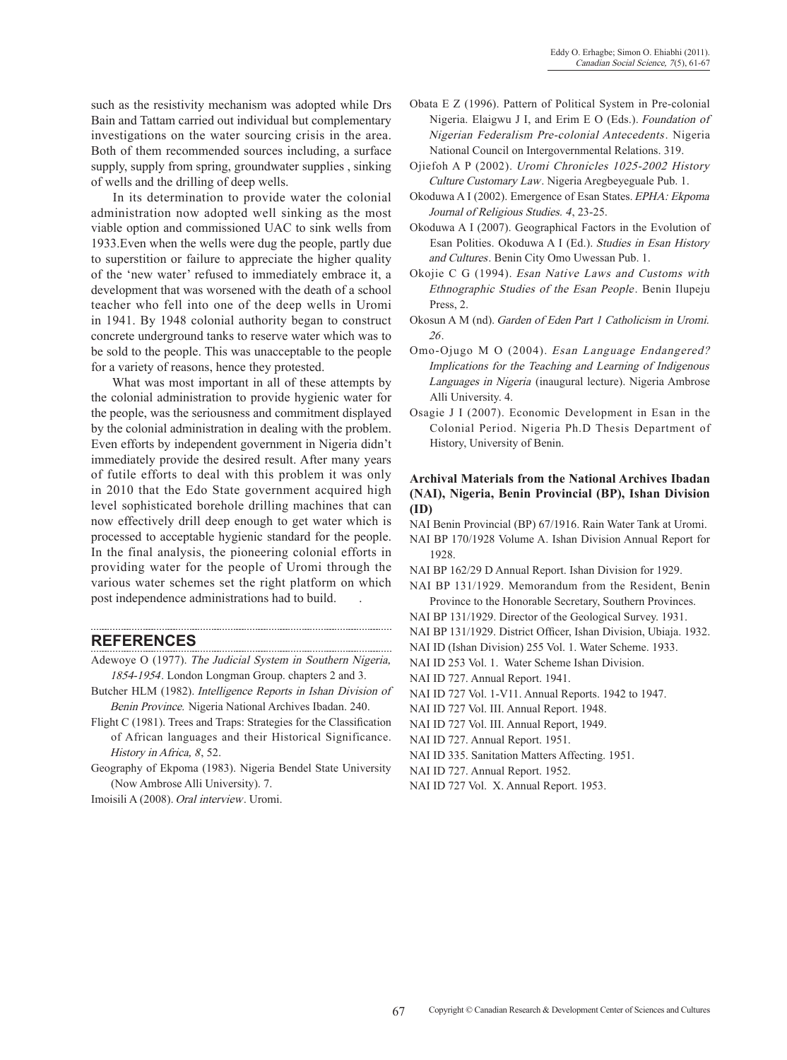such as the resistivity mechanism was adopted while Drs Bain and Tattam carried out individual but complementary investigations on the water sourcing crisis in the area. Both of them recommended sources including, a surface supply, supply from spring, groundwater supplies , sinking of wells and the drilling of deep wells.

In its determination to provide water the colonial administration now adopted well sinking as the most viable option and commissioned UAC to sink wells from 1933.Even when the wells were dug the people, partly due to superstition or failure to appreciate the higher quality of the 'new water' refused to immediately embrace it, a development that was worsened with the death of a school teacher who fell into one of the deep wells in Uromi in 1941. By 1948 colonial authority began to construct concrete underground tanks to reserve water which was to be sold to the people. This was unacceptable to the people for a variety of reasons, hence they protested.

What was most important in all of these attempts by the colonial administration to provide hygienic water for the people, was the seriousness and commitment displayed by the colonial administration in dealing with the problem. Even efforts by independent government in Nigeria didn't immediately provide the desired result. After many years of futile efforts to deal with this problem it was only in 2010 that the Edo State government acquired high level sophisticated borehole drilling machines that can now effectively drill deep enough to get water which is processed to acceptable hygienic standard for the people. In the final analysis, the pioneering colonial efforts in providing water for the people of Uromi through the various water schemes set the right platform on which post independence administrations had to build.

## REFERENCES

Adewoye O (1977). *The Judicial System in Southern Nigeria, 1854-1954*. London Longman Group. chapters 2 and 3.

Butcher HLM (1982). *Intelligence Reports in Ishan Division of Benin Province.* Nigeria National Archives Ibadan. 240.

Flight C (1981). Trees and Traps: Strategies for the Classification of African languages and their Historical Significance. *History in Africa, 8*, 52.

Geography of Ekpoma (1983). Nigeria Bendel State University (Now Ambrose Alli University). 7.

Imoisili A (2008). *Oral interview*. Uromi.

Obata E Z (1996). Pattern of Political System in Pre-colonial Nigeria. Elaigwu J I, and Erim E O (Eds.). *Foundation of Nigerian Federalism Pre-colonial Antecedents*. Nigeria National Council on Intergovernmental Relations. 319.

Ojiefoh A P (2002). *Uromi Chronicles 1025-2002 History Culture Customary Law*. Nigeria Aregbeyeguale Pub. 1.

Okoduwa A I (2002). Emergence of Esan States. *EPHA: Ekpoma Journal of Religious Studies. 4*, 23-25.

Okoduwa A I (2007). Geographical Factors in the Evolution of Esan Polities. Okoduwa A I (Ed.). *Studies in Esan History and Cultures*. Benin City Omo Uwessan Pub. 1.

Okojie C G (1994). *Esan Native Laws and Customs with Ethnographic Studies of the Esan People*. Benin Ilupeju Press, 2.

Okosun A M (nd). *Garden of Eden Part 1 Catholicism in Uromi. 26*.

Omo-Ojugo M O (2004). *Esan Language Endangered? Implications for the Teaching and Learning of Indigenous Languages in Nigeria* (inaugural lecture). Nigeria Ambrose Alli University. 4.

Osagie J I (2007). Economic Development in Esan in the Colonial Period. Nigeria Ph.D Thesis Department of History, University of Benin.

### Archival Materials from the National Archives Ibadan (NAI), Nigeria, Benin Provincial (BP), Ishan Division (ID)

NAI Benin Provincial (BP) 67/1916. Rain Water Tank at Uromi.

NAI BP 170/1928 Volume A. Ishan Division Annual Report for 1928.

NAI BP 162/29 D Annual Report. Ishan Division for 1929.

NAI BP 131/1929. Memorandum from the Resident, Benin Province to the Honorable Secretary, Southern Provinces.

NAI BP 131/1929. Director of the Geological Survey. 1931.

NAI BP 131/1929. District Officer, Ishan Division, Ubiaja. 1932.

NAI ID (Ishan Division) 255 Vol. 1. Water Scheme. 1933.

NAI ID 253 Vol. 1. Water Scheme Ishan Division.

NAI ID 727. Annual Report. 1941.

NAI ID 727 Vol. 1-V11. Annual Reports. 1942 to 1947.

NAI ID 727 Vol. III. Annual Report. 1948.

NAI ID 727 Vol. III. Annual Report, 1949.

NAI ID 727. Annual Report. 1951.

NAI ID 335. Sanitation Matters Affecting. 1951.

NAI ID 727. Annual Report. 1952.

NAI ID 727 Vol. X. Annual Report. 1953.